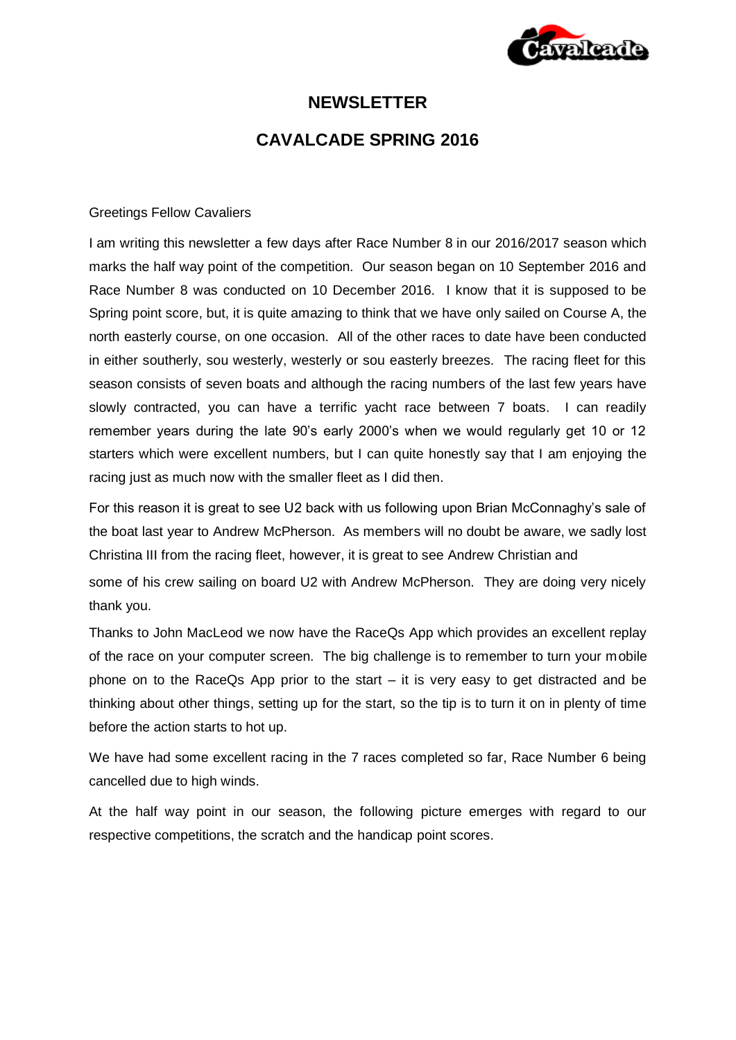# NEWSLETTER

## CAVALCADE SPRING 2016

Greetings Fellow Cavaliers

I am writing this newsletter a few days after Race Number 8 in our 2016/2017 season which marks the half way point of the competition. Our season began on 10 September 2016 and Race Number 8 was conducted on 10 December 2016. I know that it is supposed to be Spring point score, but, it is quite amazing to think that we have only sailed on Course A, the north easterly course, on one occasion. All of the other races to date have been conducted in either southerly, sou westerly, westerly or sou easterly breezes. The racing fleet for this season consists of seven boats and although the racing numbers of the last few years have slowly contracted, you can have a terrific yacht race between 7 boats. I can readily remember years during the late 90's early 2000's when we would regularly get 10 or 12 starters which were excellent numbers, but I can quite honestly say that I am enjoying the racing just as much now with the smaller fleet as I did then.

For this reason it is great to see U2 back with us following upon Brian McConnaghy's sale of the boat last year to Andrew McPherson. As members will no doubt be aware, we sadly lost Christina III from the racing fleet, however, it is great to see Andrew Christian and some of his crew sailing on board U2 with Andrew McPherson. They are doing very nicely thank you.

Thanks to John MacLeod we now have the RaceQs App which provides an excellent replay of the race on your computer screen. The big challenge is to remember to turn your mobile phone on to the RaceQs App prior to the start – it is very easy to get distracted and be thinking about other things, setting up for the start, so the tip is to turn it on in plenty of time before the action starts to hot up.

We have had some excellent racing in the 7 races completed so far, Race Number 6 being cancelled due to high winds.

At the half way point in our season, the following picture emerges with regard to our respective competitions, the scratch and the handicap point scores.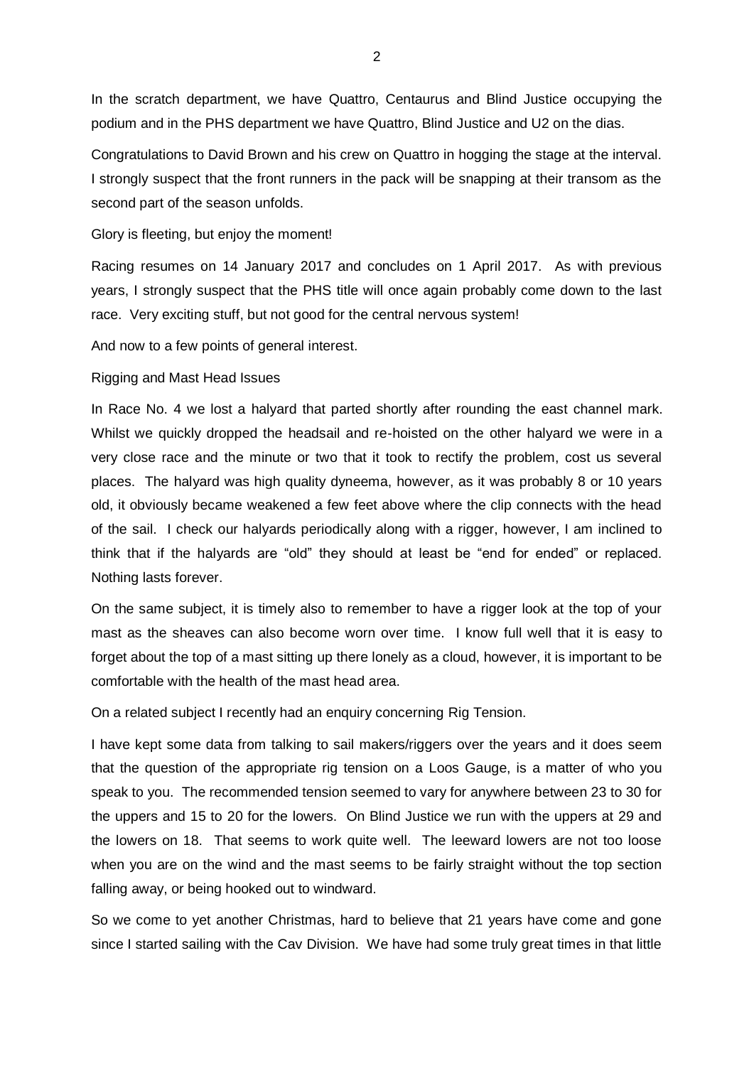In the scratch department, we have Quattro, Centaurus and Blind Justice occupying the podium and in the PHS department we have Quattro, Blind Justice and U2 on the dias.

Congratulations to David Brown and his crew on Quattro in hogging the stage at the interval. I strongly suspect that the front runners in the pack will be snapping at their transom as the second part of the season unfolds.

Glory is fleeting, but enjoy the moment!

Racing resumes on 14 January 2017 and concludes on 1 April 2017. As with previous years, I strongly suspect that the PHS title will once again probably come down to the last race. Very exciting stuff, but not good for the central nervous system!

And now to a few points of general interest.

Rigging and Mast Head Issues

In Race No. 4 we lost a halyard that parted shortly after rounding the east channel mark. Whilst we quickly dropped the headsail and re-hoisted on the other halyard we were in a very close race and the minute or two that it took to rectify the problem, cost us several places. The halyard was high quality dyneema, however, as it was probably 8 or 10 years old, it obviously became weakened a few feet above where the clip connects with the head of the sail. I check our halyards periodically along with a rigger, however, I am inclined to think that if the halyards are "old" they should at least be "end for ended" or replaced. Nothing lasts forever.

On the same subject, it is timely also to remember to have a rigger look at the top of your mast as the sheaves can also become worn over time. I know full well that it is easy to forget about the top of a mast sitting up there lonely as a cloud, however, it is important to be comfortable with the health of the mast head area.

On a related subject I recently had an enquiry concerning Rig Tension.

I have kept some data from talking to sail makers/riggers over the years and it does seem that the question of the appropriate rig tension on a Loos Gauge, is a matter of who you speak to you. The recommended tension seemed to vary for anywhere between 23 to 30 for the uppers and 15 to 20 for the lowers. On Blind Justice we run with the uppers at 29 and the lowers on 18. That seems to work quite well. The leeward lowers are not too loose when you are on the wind and the mast seems to be fairly straight without the top section falling away, or being hooked out to windward.

So we come to yet another Christmas, hard to believe that 21 years have come and gone since I started sailing with the Cav Division. We have had some truly great times in that little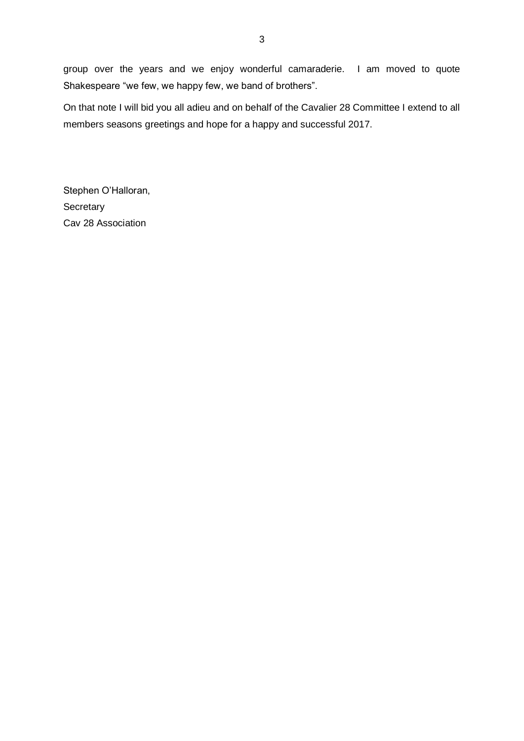group over the years and we enjoy wonderful camaraderie. I am moved to quote Shakespeare “we few, we happy few, we band of brothers”.

On that note I will bid you all adieu and on behalf of the Cavalier 28 Committee I extend to all members seasons greetings and hope for a happy and successful 2017.

Stephen O’Halloran,  
Secretary  
Cav 28 Association